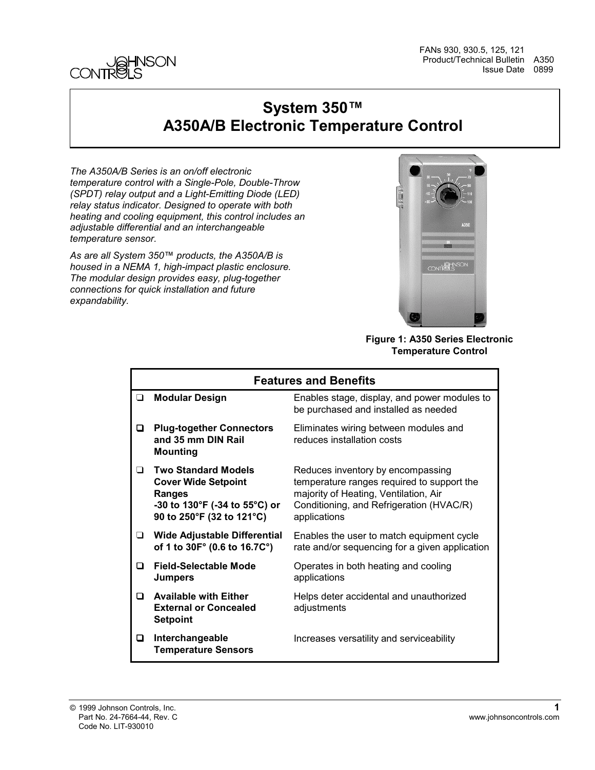FANs 930, 930.5, 125, 121
Product/Technical Bulletin A350
Issue Date 0899

# System 350™ A350A/B Electronic Temperature Control

*The A350A/B Series is an on/off electronic temperature control with a Single-Pole, Double-Throw (SPDT) relay output and a Light-Emitting Diode (LED) relay status indicator. Designed to operate with both heating and cooling equipment, this control includes an adjustable differential and an interchangeable temperature sensor.*

*As are all System 350™ products, the A350A/B is housed in a NEMA 1, high-impact plastic enclosure. The modular design provides easy, plug-together connections for quick installation and future expandability.*

**Figure 1: A350 Series Electronic Temperature Control**

| Features and Benefits | |
|---|---|
| ❑ **Modular Design** | Enables stage, display, and power modules to be purchased and installed as needed |
| ❑ **Plug-together Connectors and 35 mm DIN Rail Mounting** | Eliminates wiring between modules and reduces installation costs |
| ❑ **Two Standard Models Cover Wide Setpoint Ranges -30 to 130°F (-34 to 55°C) or 90 to 250°F (32 to 121°C)** | Reduces inventory by encompassing temperature ranges required to support the majority of Heating, Ventilation, Air Conditioning, and Refrigeration (HVAC/R) applications |
| ❑ **Wide Adjustable Differential of 1 to 30F° (0.6 to 16.7C°)** | Enables the user to match equipment cycle rate and/or sequencing for a given application |
| ❑ **Field-Selectable Mode Jumpers** | Operates in both heating and cooling applications |
| ❑ **Available with Either External or Concealed Setpoint** | Helps deter accidental and unauthorized adjustments |
| ❑ **Interchangeable Temperature Sensors** | Increases versatility and serviceability |

© 1999 Johnson Controls, Inc.
Part No. 24-7664-44, Rev. C
Code No. LIT-930010

www.johnsoncontrols.com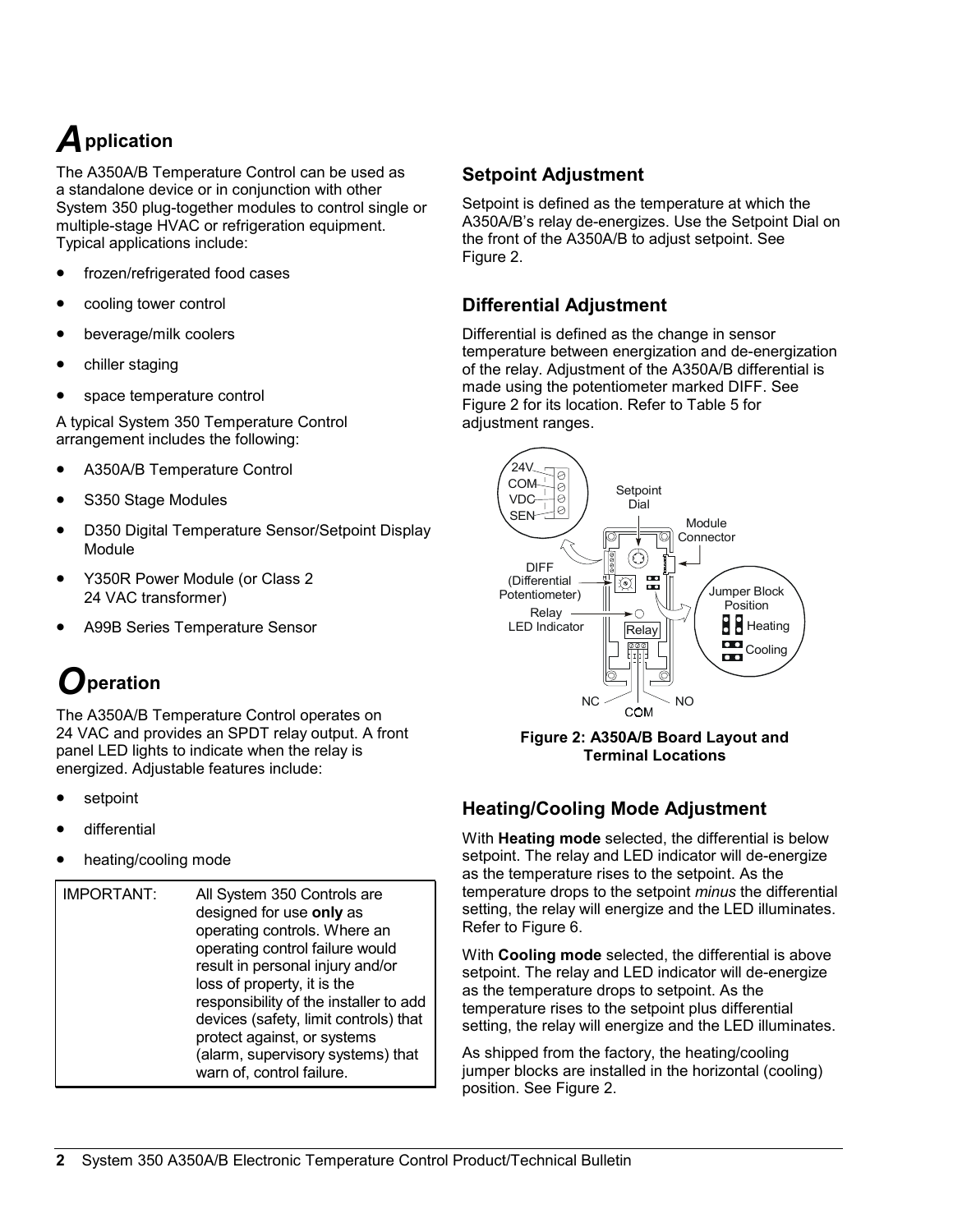# Application

The A350A/B Temperature Control can be used as a standalone device or in conjunction with other System 350 plug-together modules to control single or multiple-stage HVAC or refrigeration equipment. Typical applications include:

- frozen/refrigerated food cases
- cooling tower control
- beverage/milk coolers
- chiller staging
- space temperature control

A typical System 350 Temperature Control arrangement includes the following:

- A350A/B Temperature Control
- S350 Stage Modules
- D350 Digital Temperature Sensor/Setpoint Display Module
- Y350R Power Module (or Class 2 24 VAC transformer)
- A99B Series Temperature Sensor

# Operation

The A350A/B Temperature Control operates on 24 VAC and provides an SPDT relay output. A front panel LED lights to indicate when the relay is energized. Adjustable features include:

- setpoint
- differential
- heating/cooling mode

| IMPORTANT: | All System 350 Controls are designed for use **only** as operating controls. Where an operating control failure would result in personal injury and/or loss of property, it is the responsibility of the installer to add devices (safety, limit controls) that protect against, or systems (alarm, supervisory systems) that warn of, control failure. |
|---|---|

## Setpoint Adjustment

Setpoint is defined as the temperature at which the A350A/B's relay de-energizes. Use the Setpoint Dial on the front of the A350A/B to adjust setpoint. See Figure 2.

## Differential Adjustment

Differential is defined as the change in sensor temperature between energization and de-energization of the relay. Adjustment of the A350A/B differential is made using the potentiometer marked DIFF. See Figure 2 for its location. Refer to Table 5 for adjustment ranges.

**Figure 2: A350A/B Board Layout and Terminal Locations**

## Heating/Cooling Mode Adjustment

With **Heating mode** selected, the differential is below setpoint. The relay and LED indicator will de-energize as the temperature rises to the setpoint. As the temperature drops to the setpoint *minus* the differential setting, the relay will energize and the LED illuminates. Refer to Figure 6.

With **Cooling mode** selected, the differential is above setpoint. The relay and LED indicator will de-energize as the temperature drops to setpoint. As the temperature rises to the setpoint plus differential setting, the relay will energize and the LED illuminates.

As shipped from the factory, the heating/cooling jumper blocks are installed in the horizontal (cooling) position. See Figure 2.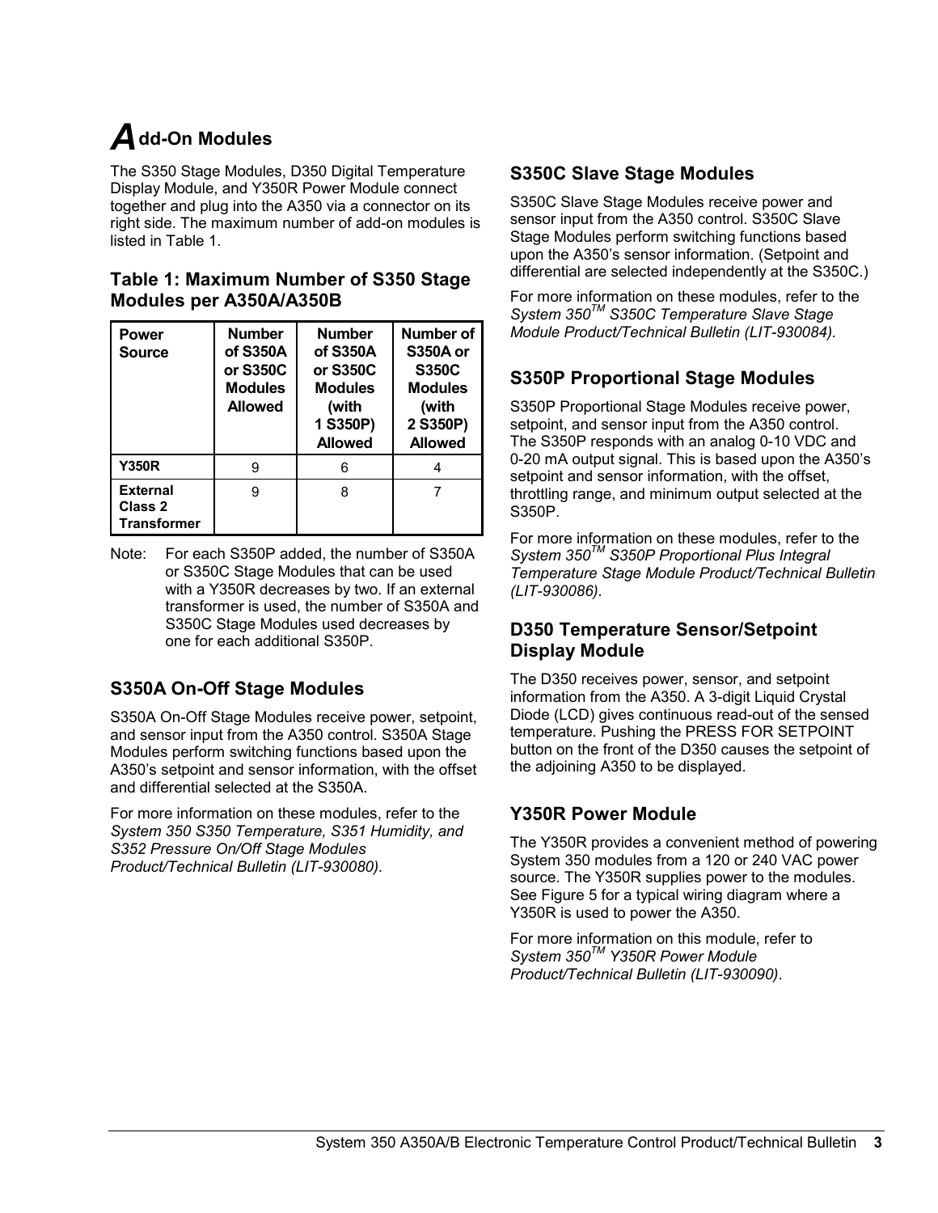# Add-On Modules

The S350 Stage Modules, D350 Digital Temperature Display Module, and Y350R Power Module connect together and plug into the A350 via a connector on its right side. The maximum number of add-on modules is listed in Table 1.

### Table 1: Maximum Number of S350 Stage Modules per A350A/A350B

| Power Source | Number of S350A or S350C Modules Allowed | Number of S350A or S350C Modules (with 1 S350P) Allowed | Number of S350A or S350C Modules (with 2 S350P) Allowed |
|---|---|---|---|
| Y350R | 9 | 6 | 4 |
| External Class 2 Transformer | 9 | 8 | 7 |

Note: For each S350P added, the number of S350A or S350C Stage Modules that can be used with a Y350R decreases by two. If an external transformer is used, the number of S350A and S350C Stage Modules used decreases by one for each additional S350P.

## S350A On-Off Stage Modules

S350A On-Off Stage Modules receive power, setpoint, and sensor input from the A350 control. S350A Stage Modules perform switching functions based upon the A350's setpoint and sensor information, with the offset and differential selected at the S350A.

For more information on these modules, refer to the *System 350 S350 Temperature, S351 Humidity, and S352 Pressure On/Off Stage Modules Product/Technical Bulletin (LIT-930080).*

## S350C Slave Stage Modules

S350C Slave Stage Modules receive power and sensor input from the A350 control. S350C Slave Stage Modules perform switching functions based upon the A350's sensor information. (Setpoint and differential are selected independently at the S350C.)

For more information on these modules, refer to the *System 350™ S350C Temperature Slave Stage Module Product/Technical Bulletin (LIT-930084).*

## S350P Proportional Stage Modules

S350P Proportional Stage Modules receive power, setpoint, and sensor input from the A350 control. The S350P responds with an analog 0-10 VDC and 0-20 mA output signal. This is based upon the A350's setpoint and sensor information, with the offset, throttling range, and minimum output selected at the S350P.

For more information on these modules, refer to the *System 350™ S350P Proportional Plus Integral Temperature Stage Module Product/Technical Bulletin (LIT-930086).*

## D350 Temperature Sensor/Setpoint Display Module

The D350 receives power, sensor, and setpoint information from the A350. A 3-digit Liquid Crystal Diode (LCD) gives continuous read-out of the sensed temperature. Pushing the PRESS FOR SETPOINT button on the front of the D350 causes the setpoint of the adjoining A350 to be displayed.

## Y350R Power Module

The Y350R provides a convenient method of powering System 350 modules from a 120 or 240 VAC power source. The Y350R supplies power to the modules. See Figure 5 for a typical wiring diagram where a Y350R is used to power the A350.

For more information on this module, refer to *System 350™ Y350R Power Module Product/Technical Bulletin (LIT-930090).*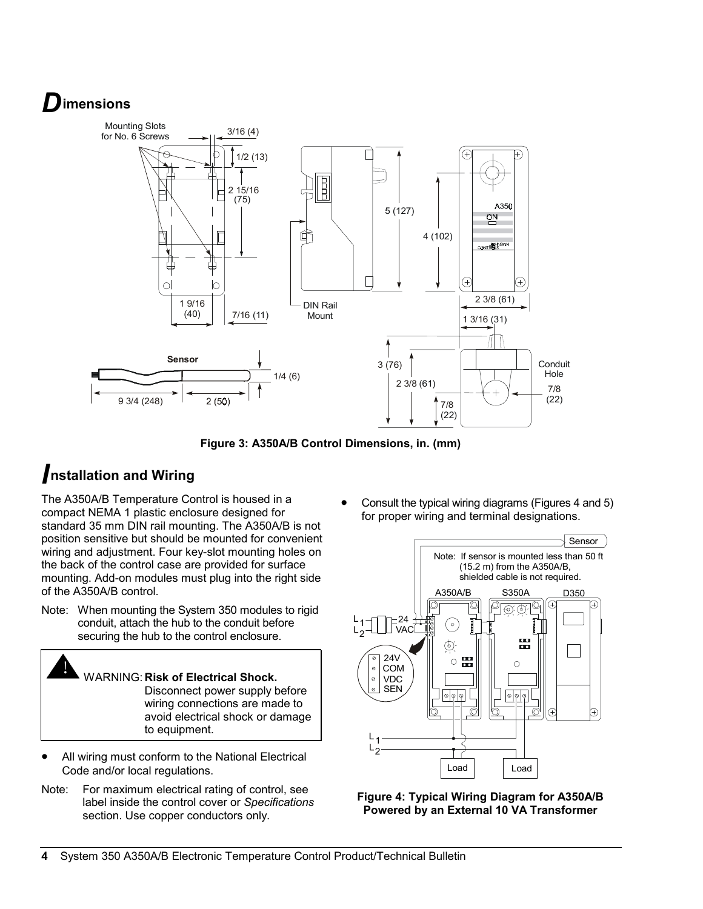# Dimensions

Figure 3: A350A/B Control Dimensions, in. (mm)

# Installation and Wiring

The A350A/B Temperature Control is housed in a compact NEMA 1 plastic enclosure designed for standard 35 mm DIN rail mounting. The A350A/B is not position sensitive but should be mounted for convenient wiring and adjustment. Four key-slot mounting holes on the back of the control case are provided for surface mounting. Add-on modules must plug into the right side of the A350A/B control.

Note: When mounting the System 350 modules to rigid conduit, attach the hub to the conduit before securing the hub to the control enclosure.

> **!** WARNING: **Risk of Electrical Shock.** Disconnect power supply before wiring connections are made to avoid electrical shock or damage to equipment.

- All wiring must conform to the National Electrical Code and/or local regulations.

Note: For maximum electrical rating of control, see label inside the control cover or *Specifications* section. Use copper conductors only.

- Consult the typical wiring diagrams (Figures 4 and 5) for proper wiring and terminal designations.

Figure 4: Typical Wiring Diagram for A350A/B Powered by an External 10 VA Transformer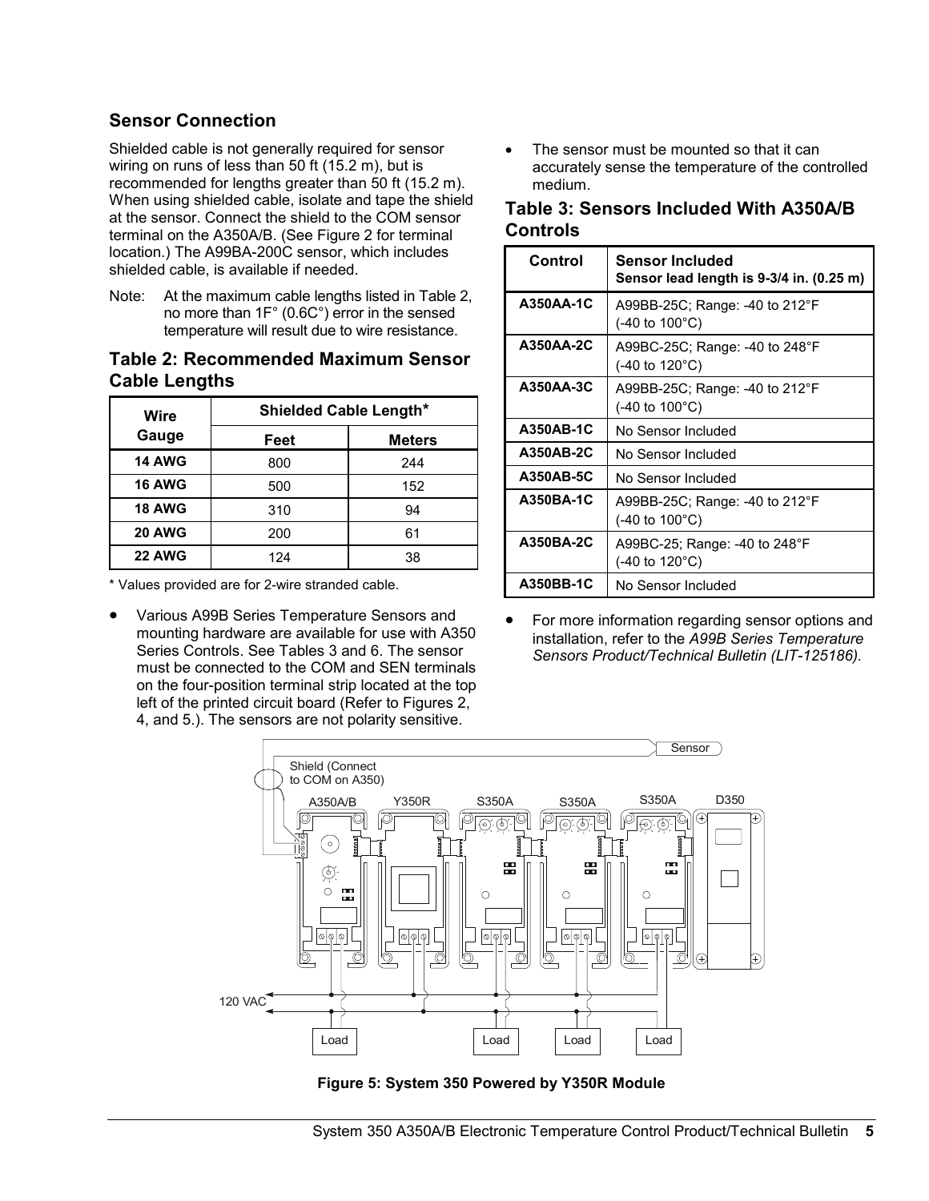## Sensor Connection

Shielded cable is not generally required for sensor wiring on runs of less than 50 ft (15.2 m), but is recommended for lengths greater than 50 ft (15.2 m). When using shielded cable, isolate and tape the shield at the sensor. Connect the shield to the COM sensor terminal on the A350A/B. (See Figure 2 for terminal location.) The A99BA-200C sensor, which includes shielded cable, is available if needed.

Note: At the maximum cable lengths listed in Table 2, no more than 1F° (0.6C°) error in the sensed temperature will result due to wire resistance.

### Table 2: Recommended Maximum Sensor Cable Lengths

| Wire Gauge | Shielded Cable Length* | |
|---|---|---|
| | **Feet** | **Meters** |
| **14 AWG** | 800 | 244 |
| **16 AWG** | 500 | 152 |
| **18 AWG** | 310 | 94 |
| **20 AWG** | 200 | 61 |
| **22 AWG** | 124 | 38 |

\* Values provided are for 2-wire stranded cable.

- Various A99B Series Temperature Sensors and mounting hardware are available for use with A350 Series Controls. See Tables 3 and 6. The sensor must be connected to the COM and SEN terminals on the four-position terminal strip located at the top left of the printed circuit board (Refer to Figures 2, 4, and 5.). The sensors are not polarity sensitive.
- The sensor must be mounted so that it can accurately sense the temperature of the controlled medium.

### Table 3: Sensors Included With A350A/B Controls

| Control | Sensor Included<br>Sensor lead length is 9-3/4 in. (0.25 m) |
|---|---|
| **A350AA-1C** | A99BB-25C; Range: -40 to 212°F (-40 to 100°C) |
| **A350AA-2C** | A99BC-25C; Range: -40 to 248°F (-40 to 120°C) |
| **A350AA-3C** | A99BB-25C; Range: -40 to 212°F (-40 to 100°C) |
| **A350AB-1C** | No Sensor Included |
| **A350AB-2C** | No Sensor Included |
| **A350AB-5C** | No Sensor Included |
| **A350BA-1C** | A99BB-25C; Range: -40 to 212°F (-40 to 100°C) |
| **A350BA-2C** | A99BC-25; Range: -40 to 248°F (-40 to 120°C) |
| **A350BB-1C** | No Sensor Included |

- For more information regarding sensor options and installation, refer to the *A99B Series Temperature Sensors Product/Technical Bulletin (LIT-125186).*

**Figure 5: System 350 Powered by Y350R Module**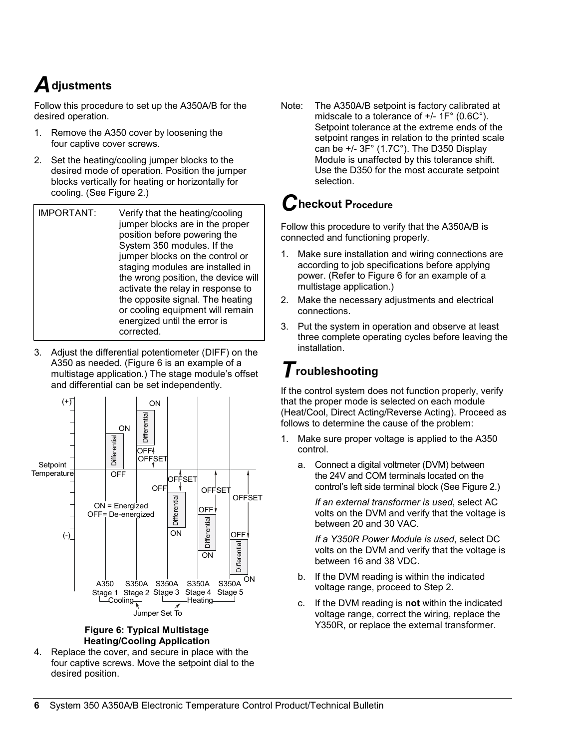## Adjustments

Follow this procedure to set up the A350A/B for the desired operation.

1. Remove the A350 cover by loosening the four captive cover screws.
2. Set the heating/cooling jumper blocks to the desired mode of operation. Position the jumper blocks vertically for heating or horizontally for cooling. (See Figure 2.)

| IMPORTANT: | Verify that the heating/cooling jumper blocks are in the proper position before powering the System 350 modules. If the jumper blocks on the control or staging modules are installed in the wrong position, the device will activate the relay in response to the opposite signal. The heating or cooling equipment will remain energized until the error is corrected. |
|---|---|

3. Adjust the differential potentiometer (DIFF) on the A350 as needed. (Figure 6 is an example of a multistage application.) The stage module's offset and differential can be set independently.

**Figure 6: Typical Multistage Heating/Cooling Application**

4. Replace the cover, and secure in place with the four captive screws. Move the setpoint dial to the desired position.

Note: The A350A/B setpoint is factory calibrated at midscale to a tolerance of +/- 1F° (0.6C°). Setpoint tolerance at the extreme ends of the setpoint ranges in relation to the printed scale can be +/- 3F° (1.7C°). The D350 Display Module is unaffected by this tolerance shift. Use the D350 for the most accurate setpoint selection.

## Checkout Procedure

Follow this procedure to verify that the A350A/B is connected and functioning properly.

1. Make sure installation and wiring connections are according to job specifications before applying power. (Refer to Figure 6 for an example of a multistage application.)
2. Make the necessary adjustments and electrical connections.
3. Put the system in operation and observe at least three complete operating cycles before leaving the installation.

## Troubleshooting

If the control system does not function properly, verify that the proper mode is selected on each module (Heat/Cool, Direct Acting/Reverse Acting). Proceed as follows to determine the cause of the problem:

1. Make sure proper voltage is applied to the A350 control.
   a. Connect a digital voltmeter (DVM) between the 24V and COM terminals located on the control's left side terminal block (See Figure 2.)

      *If an external transformer is used*, select AC volts on the DVM and verify that the voltage is between 20 and 30 VAC.

      *If a Y350R Power Module is used*, select DC volts on the DVM and verify that the voltage is between 16 and 38 VDC.
   b. If the DVM reading is within the indicated voltage range, proceed to Step 2.
   c. If the DVM reading is **not** within the indicated voltage range, correct the wiring, replace the Y350R, or replace the external transformer.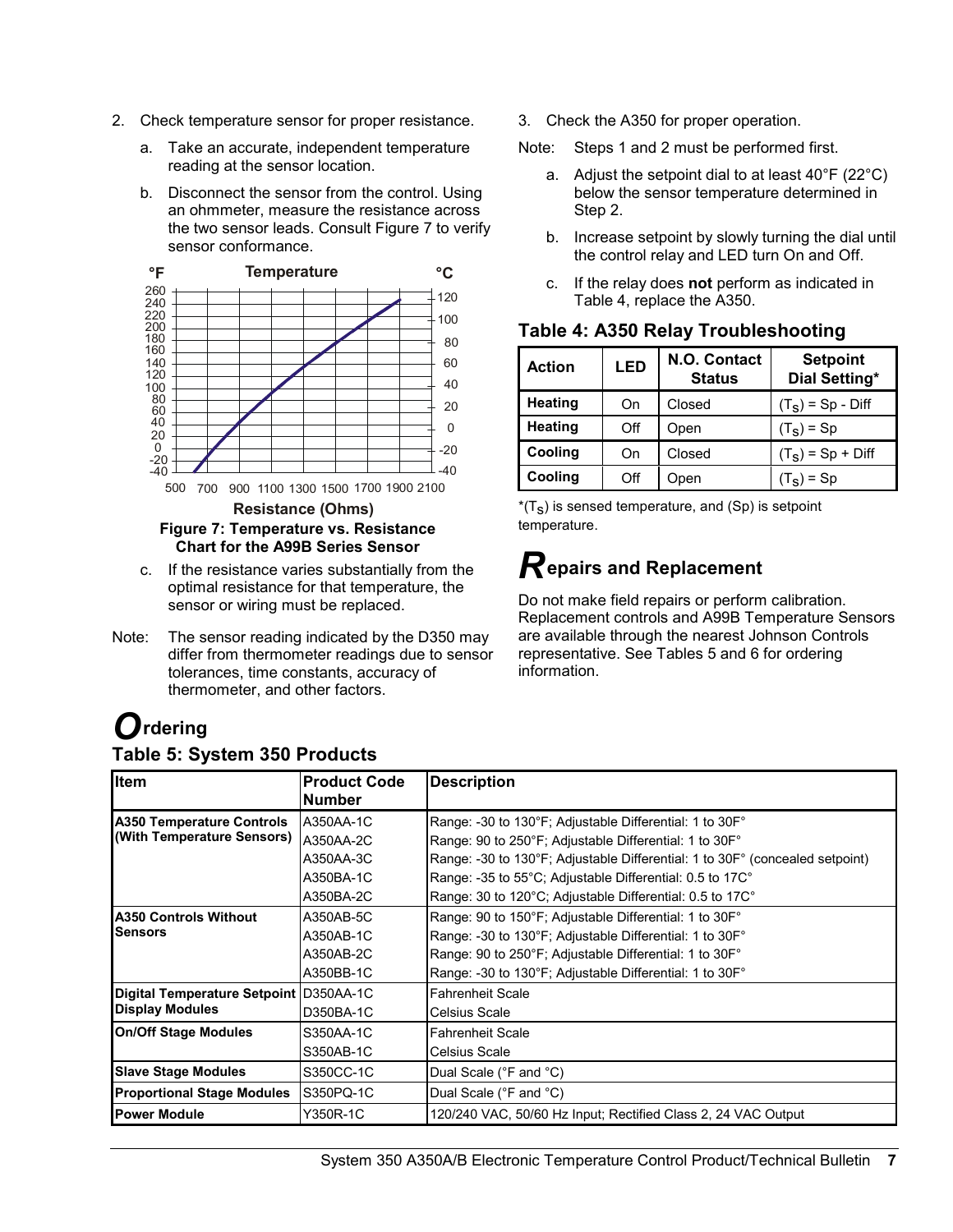2. Check temperature sensor for proper resistance.

   a. Take an accurate, independent temperature reading at the sensor location.

   b. Disconnect the sensor from the control. Using an ohmmeter, measure the resistance across the two sensor leads. Consult Figure 7 to verify sensor conformance.

**Figure 7: Temperature vs. Resistance Chart for the A99B Series Sensor**

   c. If the resistance varies substantially from the optimal resistance for that temperature, the sensor or wiring must be replaced.

Note: The sensor reading indicated by the D350 may differ from thermometer readings due to sensor tolerances, time constants, accuracy of thermometer, and other factors.

3. Check the A350 for proper operation.

Note: Steps 1 and 2 must be performed first.

   a. Adjust the setpoint dial to at least 40°F (22°C) below the sensor temperature determined in Step 2.

   b. Increase setpoint by slowly turning the dial until the control relay and LED turn On and Off.

   c. If the relay does **not** perform as indicated in Table 4, replace the A350.

### Table 4: A350 Relay Troubleshooting

| Action | LED | N.O. Contact Status | Setpoint Dial Setting* |
|---|---|---|---|
| **Heating** | On | Closed | $(T_S)$ = Sp - Diff |
| **Heating** | Off | Open | $(T_S)$ = Sp |
| **Cooling** | On | Closed | $(T_S)$ = Sp + Diff |
| **Cooling** | Off | Open | $(T_S)$ = Sp |

*$(T_S)$ is sensed temperature, and (Sp) is setpoint temperature.

## Repairs and Replacement

Do not make field repairs or perform calibration. Replacement controls and A99B Temperature Sensors are available through the nearest Johnson Controls representative. See Tables 5 and 6 for ordering information.

## Ordering

### Table 5: System 350 Products

| Item | Product Code Number | Description |
|---|---|---|
| **A350 Temperature Controls (With Temperature Sensors)** | A350AA-1C | Range: -30 to 130°F; Adjustable Differential: 1 to 30F° |
| | A350AA-2C | Range: 90 to 250°F; Adjustable Differential: 1 to 30F° |
| | A350AA-3C | Range: -30 to 130°F; Adjustable Differential: 1 to 30F° (concealed setpoint) |
| | A350BA-1C | Range: -35 to 55°C; Adjustable Differential: 0.5 to 17C° |
| | A350BA-2C | Range: 30 to 120°C; Adjustable Differential: 0.5 to 17C° |
| **A350 Controls Without Sensors** | A350AB-5C | Range: 90 to 150°F; Adjustable Differential: 1 to 30F° |
| | A350AB-1C | Range: -30 to 130°F; Adjustable Differential: 1 to 30F° |
| | A350AB-2C | Range: 90 to 250°F; Adjustable Differential: 1 to 30F° |
| | A350BB-1C | Range: -30 to 130°F; Adjustable Differential: 1 to 30F° |
| **Digital Temperature Setpoint Display Modules** | D350AA-1C | Fahrenheit Scale |
| | D350BA-1C | Celsius Scale |
| **On/Off Stage Modules** | S350AA-1C | Fahrenheit Scale |
| | S350AB-1C | Celsius Scale |
| **Slave Stage Modules** | S350CC-1C | Dual Scale (°F and °C) |
| **Proportional Stage Modules** | S350PQ-1C | Dual Scale (°F and °C) |
| **Power Module** | Y350R-1C | 120/240 VAC, 50/60 Hz Input; Rectified Class 2, 24 VAC Output |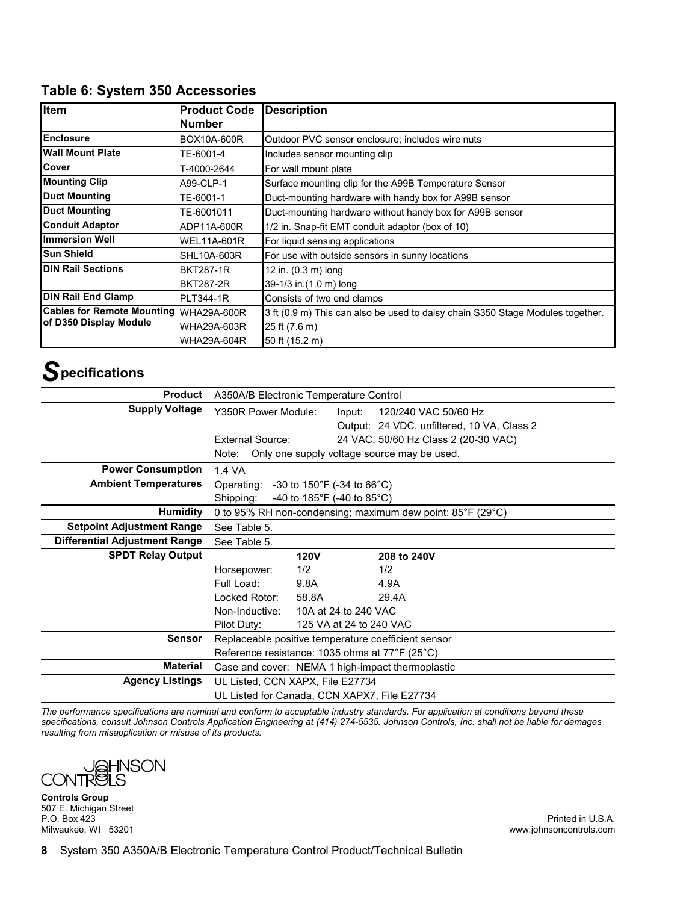**Table 6: System 350 Accessories**

| Item | Product Code Number | Description |
|---|---|---|
| **Enclosure** | BOX10A-600R | Outdoor PVC sensor enclosure; includes wire nuts |
| **Wall Mount Plate** | TE-6001-4 | Includes sensor mounting clip |
| **Cover** | T-4000-2644 | For wall mount plate |
| **Mounting Clip** | A99-CLP-1 | Surface mounting clip for the A99B Temperature Sensor |
| **Duct Mounting** | TE-6001-1 | Duct-mounting hardware with handy box for A99B sensor |
| **Duct Mounting** | TE-6001011 | Duct-mounting hardware without handy box for A99B sensor |
| **Conduit Adaptor** | ADP11A-600R | 1/2 in. Snap-fit EMT conduit adaptor (box of 10) |
| **Immersion Well** | WEL11A-601R | For liquid sensing applications |
| **Sun Shield** | SHL10A-603R | For use with outside sensors in sunny locations |
| **DIN Rail Sections** | BKT287-1R | 12 in. (0.3 m) long |
| | BKT287-2R | 39-1/3 in.(1.0 m) long |
| **DIN Rail End Clamp** | PLT344-1R | Consists of two end clamps |
| **Cables for Remote Mounting of D350 Display Module** | WHA29A-600R | 3 ft (0.9 m) This can also be used to daisy chain S350 Stage Modules together. |
| | WHA29A-603R | 25 ft (7.6 m) |
| | WHA29A-604R | 50 ft (15.2 m) |

## Specifications

| | |
|---|---|
| **Product** | A350A/B Electronic Temperature Control |
| **Supply Voltage** | Y350R Power Module: Input: 120/240 VAC 50/60 Hz<br>Output: 24 VDC, unfiltered, 10 VA, Class 2<br>External Source: 24 VAC, 50/60 Hz Class 2 (20-30 VAC)<br>Note: Only one supply voltage source may be used. |
| **Power Consumption** | 1.4 VA |
| **Ambient Temperatures** | Operating: -30 to 150°F (-34 to 66°C)<br>Shipping: -40 to 185°F (-40 to 85°C) |
| **Humidity** | 0 to 95% RH non-condensing; maximum dew point: 85°F (29°C) |
| **Setpoint Adjustment Range** | See Table 5. |
| **Differential Adjustment Range** | See Table 5. |
| **SPDT Relay Output** | **120V** / **208 to 240V**<br>Horsepower: 1/2 / 1/2<br>Full Load: 9.8A / 4.9A<br>Locked Rotor: 58.8A / 29.4A<br>Non-Inductive: 10A at 24 to 240 VAC<br>Pilot Duty: 125 VA at 24 to 240 VAC |
| **Sensor** | Replaceable positive temperature coefficient sensor<br>Reference resistance: 1035 ohms at 77°F (25°C) |
| **Material** | Case and cover: NEMA 1 high-impact thermoplastic |
| **Agency Listings** | UL Listed, CCN XAPX, File E27734<br>UL Listed for Canada, CCN XAPX7, File E27734 |

*The performance specifications are nominal and conform to acceptable industry standards. For application at conditions beyond these specifications, consult Johnson Controls Application Engineering at (414) 274-5535. Johnson Controls, Inc. shall not be liable for damages resulting from misapplication or misuse of its products.*

JOHNSON CONTROLS

**Controls Group**
507 E. Michigan Street
P.O. Box 423
Milwaukee, WI 53201

Printed in U.S.A.
www.johnsoncontrols.com